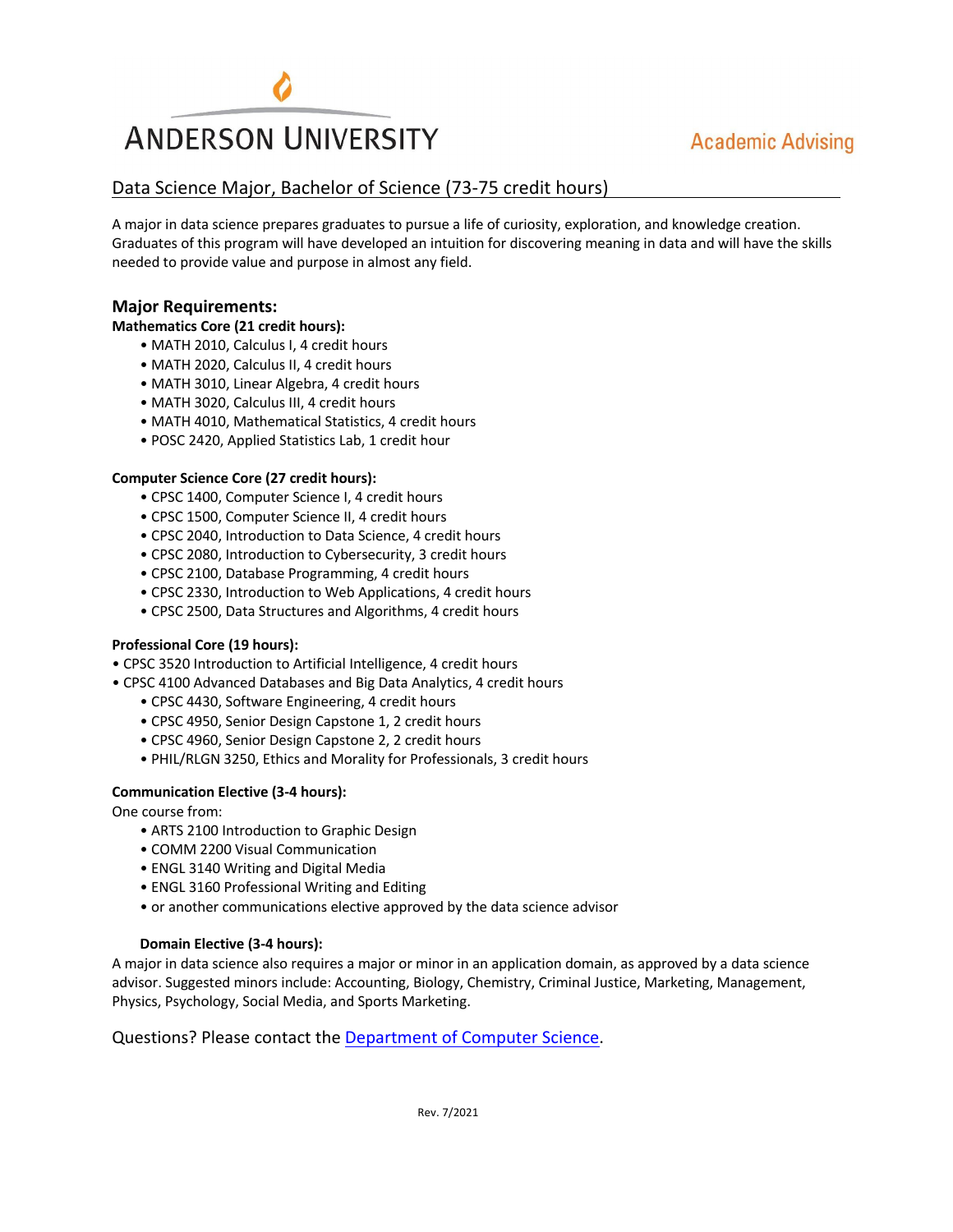ANDERSON UNIVERSITY

Academic Advising

# Data Science Major, Bachelor of Science (73-75 credit hours)

A major in data science prepares graduates to pursue a life of curiosity, exploration, and knowledge creation. Graduates of this program will have developed an intuition for discovering meaning in data and will have the skills needed to provide value and purpose in almost any field.

## Major Requirements:

### Mathematics Core (21 credit hours):

- MATH 2010, Calculus I, 4 credit hours
- MATH 2020, Calculus II, 4 credit hours
- MATH 3010, Linear Algebra, 4 credit hours
- MATH 3020, Calculus III, 4 credit hours
- MATH 4010, Mathematical Statistics, 4 credit hours
- POSC 2420, Applied Statistics Lab, 1 credit hour

### Computer Science Core (27 credit hours):

- CPSC 1400, Computer Science I, 4 credit hours
- CPSC 1500, Computer Science II, 4 credit hours
- CPSC 2040, Introduction to Data Science, 4 credit hours
- CPSC 2080, Introduction to Cybersecurity, 3 credit hours
- CPSC 2100, Database Programming, 4 credit hours
- CPSC 2330, Introduction to Web Applications, 4 credit hours
- CPSC 2500, Data Structures and Algorithms, 4 credit hours

### Professional Core (19 hours):

- CPSC 3520 Introduction to Artificial Intelligence, 4 credit hours
- CPSC 4100 Advanced Databases and Big Data Analytics, 4 credit hours
- CPSC 4430, Software Engineering, 4 credit hours
- CPSC 4950, Senior Design Capstone 1, 2 credit hours
- CPSC 4960, Senior Design Capstone 2, 2 credit hours
- PHIL/RLGN 3250, Ethics and Morality for Professionals, 3 credit hours

### Communication Elective (3-4 hours):

One course from:

- ARTS 2100 Introduction to Graphic Design
- COMM 2200 Visual Communication
- ENGL 3140 Writing and Digital Media
- ENGL 3160 Professional Writing and Editing
- or another communications elective approved by the data science advisor

### Domain Elective (3-4 hours):

A major in data science also requires a major or minor in an application domain, as approved by a data science advisor. Suggested minors include: Accounting, Biology, Chemistry, Criminal Justice, Marketing, Management, Physics, Psychology, Social Media, and Sports Marketing.

Questions? Please contact the Department of Computer Science.

Rev. 7/2021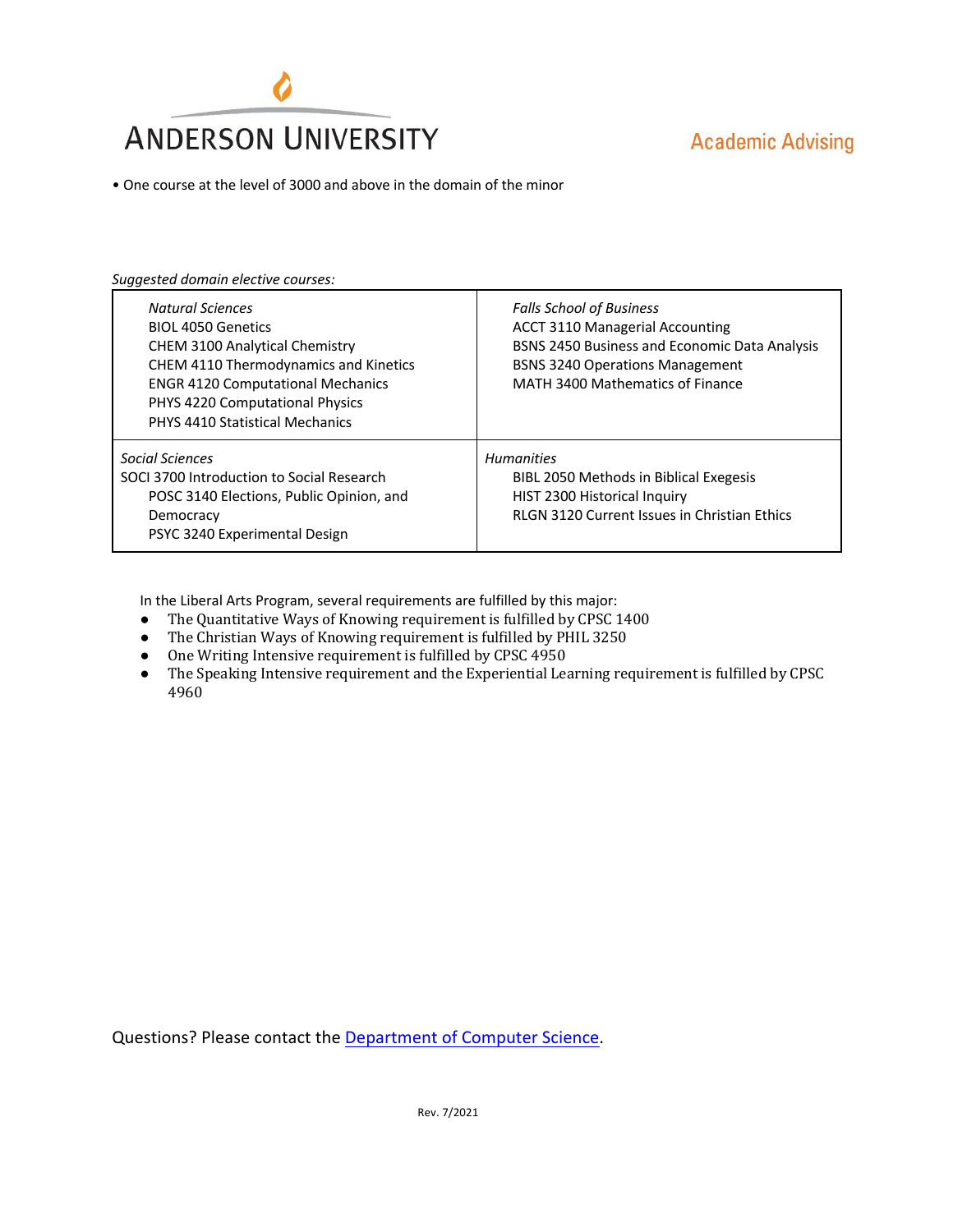- One course at the level of 3000 and above in the domain of the minor

*Suggested domain elective courses:*

| *Natural Sciences*<br>BIOL 4050 Genetics<br>CHEM 3100 Analytical Chemistry<br>CHEM 4110 Thermodynamics and Kinetics<br>ENGR 4120 Computational Mechanics<br>PHYS 4220 Computational Physics<br>PHYS 4410 Statistical Mechanics | *Falls School of Business*<br>ACCT 3110 Managerial Accounting<br>BSNS 2450 Business and Economic Data Analysis<br>BSNS 3240 Operations Management<br>MATH 3400 Mathematics of Finance |
|---|---|
| *Social Sciences*<br>SOCI 3700 Introduction to Social Research<br>POSC 3140 Elections, Public Opinion, and Democracy<br>PSYC 3240 Experimental Design | *Humanities*<br>BIBL 2050 Methods in Biblical Exegesis<br>HIST 2300 Historical Inquiry<br>RLGN 3120 Current Issues in Christian Ethics |

In the Liberal Arts Program, several requirements are fulfilled by this major:

- The Quantitative Ways of Knowing requirement is fulfilled by CPSC 1400
- The Christian Ways of Knowing requirement is fulfilled by PHIL 3250
- One Writing Intensive requirement is fulfilled by CPSC 4950
- The Speaking Intensive requirement and the Experiential Learning requirement is fulfilled by CPSC 4960

Questions? Please contact the [Department of Computer Science](#).

Rev. 7/2021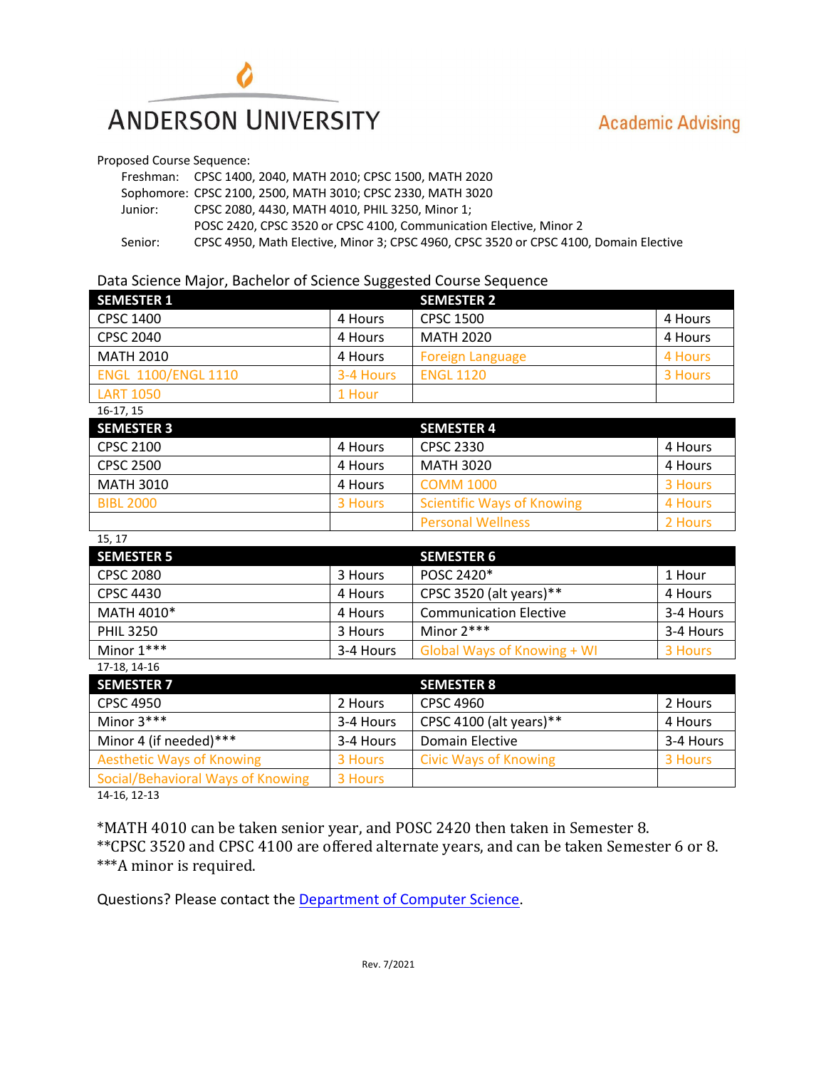ANDERSON UNIVERSITY

Academic Advising

Proposed Course Sequence:

- Freshman: CPSC 1400, 2040, MATH 2010; CPSC 1500, MATH 2020
- Sophomore: CPSC 2100, 2500, MATH 3010; CPSC 2330, MATH 3020
- Junior: CPSC 2080, 4430, MATH 4010, PHIL 3250, Minor 1; POSC 2420, CPSC 3520 or CPSC 4100, Communication Elective, Minor 2
- Senior: CPSC 4950, Math Elective, Minor 3; CPSC 4960, CPSC 3520 or CPSC 4100, Domain Elective

Data Science Major, Bachelor of Science Suggested Course Sequence

| SEMESTER 1 | | SEMESTER 2 | |
|---|---|---|---|
| CPSC 1400 | 4 Hours | CPSC 1500 | 4 Hours |
| CPSC 2040 | 4 Hours | MATH 2020 | 4 Hours |
| MATH 2010 | 4 Hours | Foreign Language | 4 Hours |
| ENGL 1100/ENGL 1110 | 3-4 Hours | ENGL 1120 | 3 Hours |
| LART 1050 | 1 Hour | | |

16-17, 15

| SEMESTER 3 | | SEMESTER 4 | |
|---|---|---|---|
| CPSC 2100 | 4 Hours | CPSC 2330 | 4 Hours |
| CPSC 2500 | 4 Hours | MATH 3020 | 4 Hours |
| MATH 3010 | 4 Hours | COMM 1000 | 3 Hours |
| BIBL 2000 | 3 Hours | Scientific Ways of Knowing | 4 Hours |
| | | Personal Wellness | 2 Hours |

15, 17

| SEMESTER 5 | | SEMESTER 6 | |
|---|---|---|---|
| CPSC 2080 | 3 Hours | POSC 2420* | 1 Hour |
| CPSC 4430 | 4 Hours | CPSC 3520 (alt years)** | 4 Hours |
| MATH 4010* | 4 Hours | Communication Elective | 3-4 Hours |
| PHIL 3250 | 3 Hours | Minor 2*** | 3-4 Hours |
| Minor 1*** | 3-4 Hours | Global Ways of Knowing + WI | 3 Hours |

17-18, 14-16

| SEMESTER 7 | | SEMESTER 8 | |
|---|---|---|---|
| CPSC 4950 | 2 Hours | CPSC 4960 | 2 Hours |
| Minor 3*** | 3-4 Hours | CPSC 4100 (alt years)** | 4 Hours |
| Minor 4 (if needed)*** | 3-4 Hours | Domain Elective | 3-4 Hours |
| Aesthetic Ways of Knowing | 3 Hours | Civic Ways of Knowing | 3 Hours |
| Social/Behavioral Ways of Knowing | 3 Hours | | |

14-16, 12-13

*MATH 4010 can be taken senior year, and POSC 2420 then taken in Semester 8.
**CPSC 3520 and CPSC 4100 are offered alternate years, and can be taken Semester 6 or 8.
***A minor is required.

Questions? Please contact the Department of Computer Science.

Rev. 7/2021